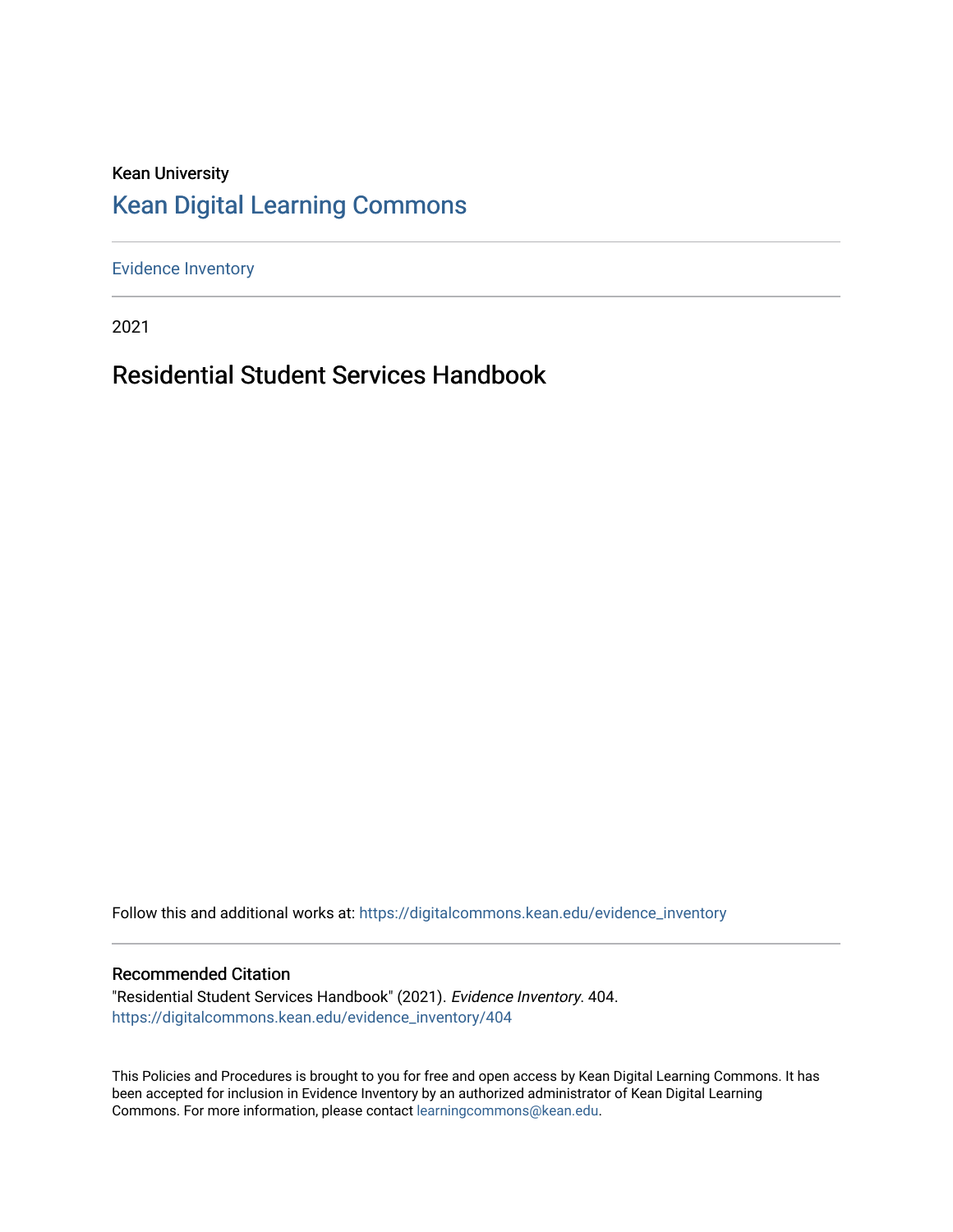Kean University

# Kean Digital Learning Commons

Evidence Inventory

2021

## Residential Student Services Handbook

Follow this and additional works at: https://digitalcommons.kean.edu/evidence_inventory

### Recommended Citation

"Residential Student Services Handbook" (2021). *Evidence Inventory*. 404.
https://digitalcommons.kean.edu/evidence_inventory/404

This Policies and Procedures is brought to you for free and open access by Kean Digital Learning Commons. It has been accepted for inclusion in Evidence Inventory by an authorized administrator of Kean Digital Learning Commons. For more information, please contact learningcommons@kean.edu.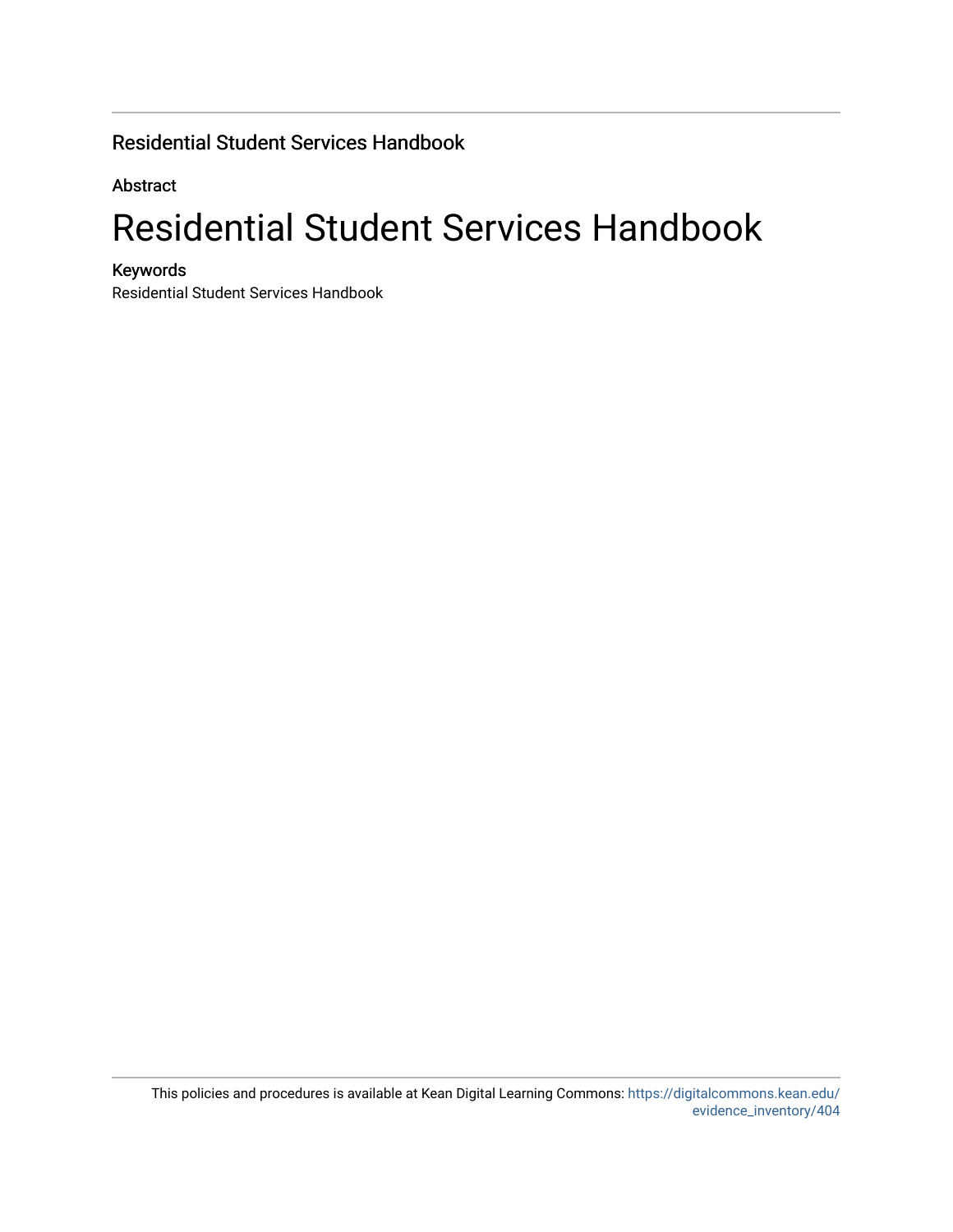Residential Student Services Handbook

**Abstract**

# Residential Student Services Handbook

**Keywords**

Residential Student Services Handbook

This policies and procedures is available at Kean Digital Learning Commons: https://digitalcommons.kean.edu/evidence_inventory/404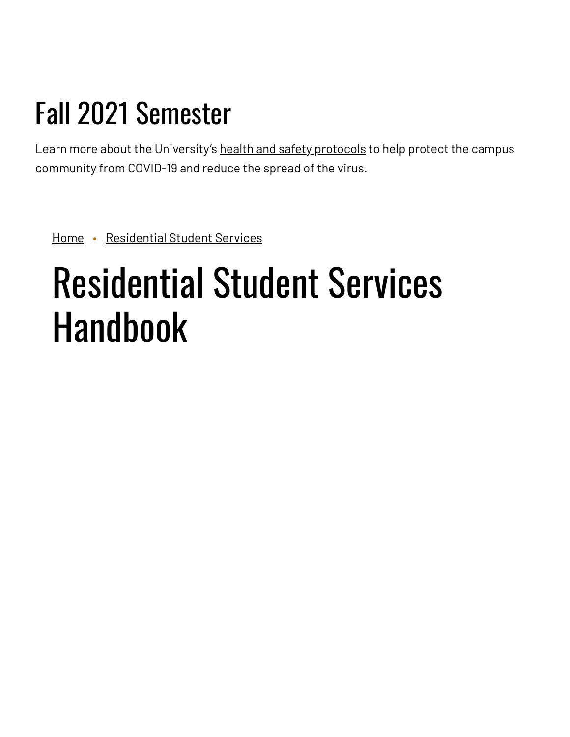# Fall 2021 Semester

Learn more about the University's health and safety protocols to help protect the campus community from COVID-19 and reduce the spread of the virus.

Home • Residential Student Services

# Residential Student Services Handbook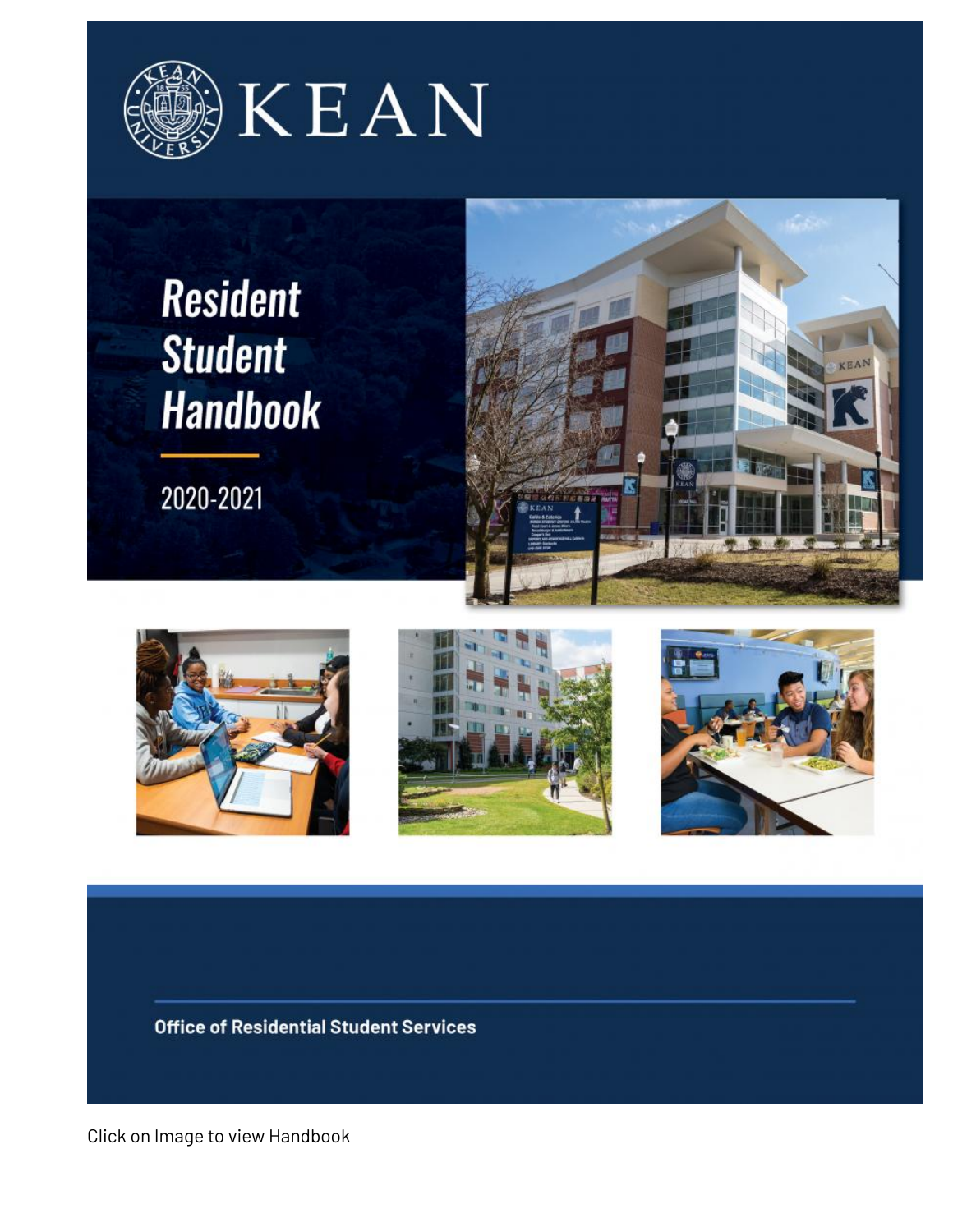# KEAN

# Resident Student Handbook

2020-2021

Office of Residential Student Services

Click on Image to view Handbook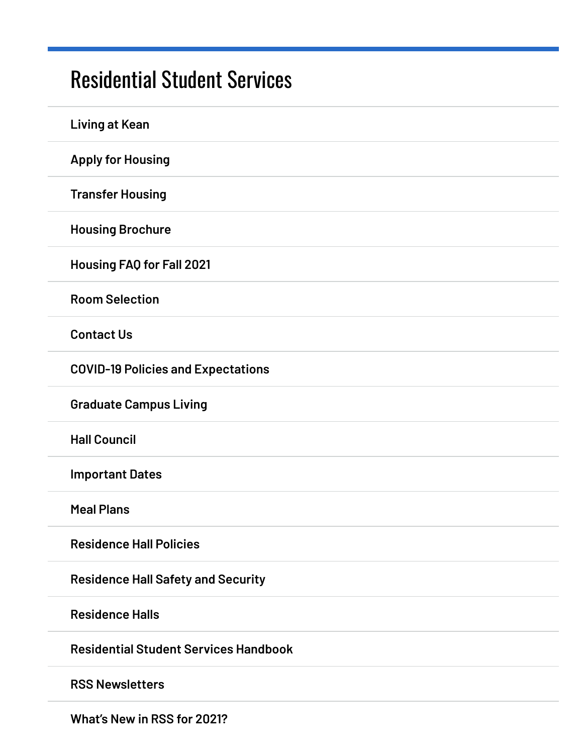## Residential Student Services

- Living at Kean
- Apply for Housing
- Transfer Housing
- Housing Brochure
- Housing FAQ for Fall 2021
- Room Selection
- Contact Us
- COVID-19 Policies and Expectations
- Graduate Campus Living
- Hall Council
- Important Dates
- Meal Plans
- Residence Hall Policies
- Residence Hall Safety and Security
- Residence Halls
- Residential Student Services Handbook
- RSS Newsletters
- What's New in RSS for 2021?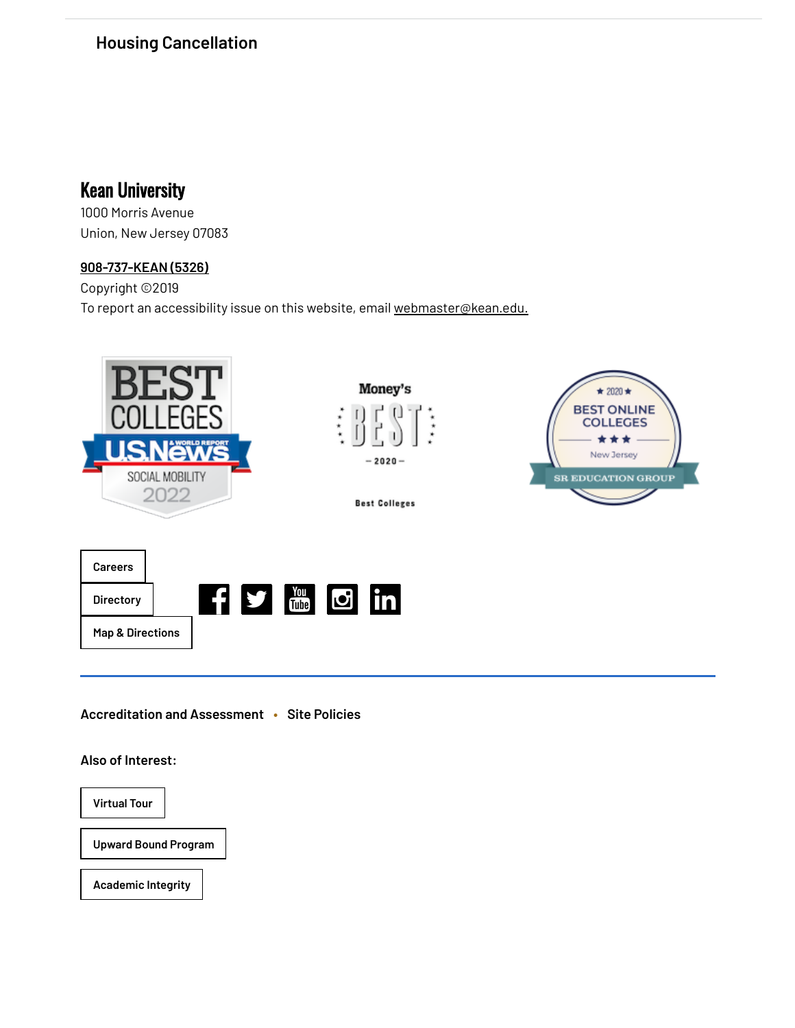Housing Cancellation

**Kean University**
1000 Morris Avenue
Union, New Jersey 07083

908-737-KEAN (5326)
Copyright ©2019
To report an accessibility issue on this website, email webmaster@kean.edu.

Careers
Directory
Map & Directions

Accreditation and Assessment • Site Policies

Also of Interest:

Virtual Tour

Upward Bound Program

Academic Integrity